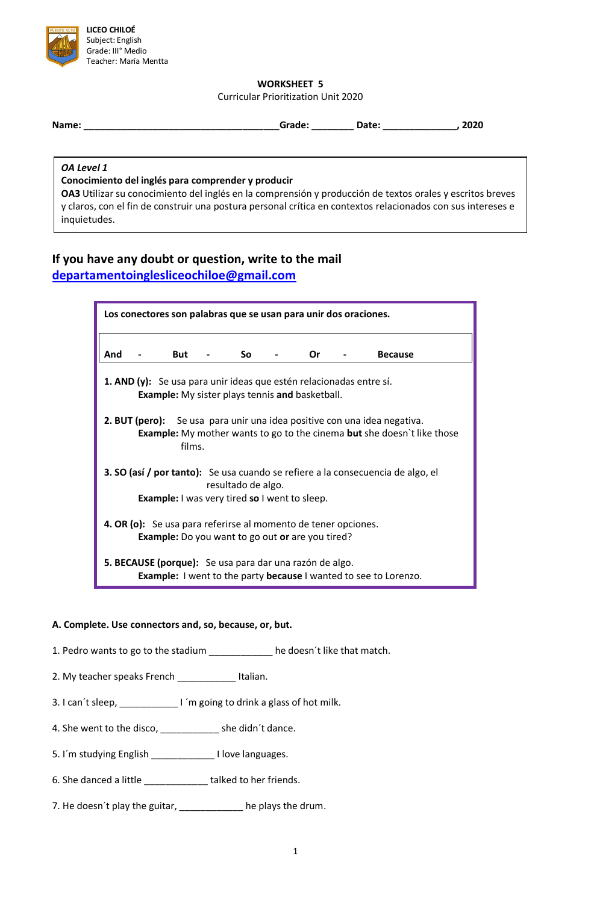**LICEO CHILOÉ**
Subject: English
Grade: III° Medio
Teacher: María Mentta

## WORKSHEET 5

Curricular Prioritization Unit 2020

**Name: \_\_\_\_\_\_\_\_\_\_\_\_\_\_\_\_\_\_\_\_\_\_\_\_\_\_\_\_\_\_\_\_\_\_\_\_\_\_Grade: \_\_\_\_\_\_\_\_ Date: \_\_\_\_\_\_\_\_\_\_\_\_\_\_, 2020**

***OA Level 1***
**Conocimiento del inglés para comprender y producir**
**OA3** Utilizar su conocimiento del inglés en la comprensión y producción de textos orales y escritos breves y claros, con el fin de construir una postura personal crítica en contextos relacionados con sus intereses e inquietudes.

### If you have any doubt or question, write to the mail [departamentoinglesliceochiloe@gmail.com](mailto:departamentoinglesliceochiloe@gmail.com)

**Los conectores son palabras que se usan para unir dos oraciones.**

**And - But - So - Or - Because**

**1. AND (y):** Se usa para unir ideas que estén relacionadas entre sí.
**Example:** My sister plays tennis **and** basketball.

**2. BUT (pero):** Se usa para unir una idea positive con una idea negativa.
**Example:** My mother wants to go to the cinema **but** she doesn`t like those films.

**3. SO (así / por tanto):** Se usa cuando se refiere a la consecuencia de algo, el resultado de algo.
**Example:** I was very tired **so** I went to sleep.

**4. OR (o):** Se usa para referirse al momento de tener opciones.
**Example:** Do you want to go out **or** are you tired?

**5. BECAUSE (porque):** Se usa para dar una razón de algo.
**Example:** I went to the party **because** I wanted to see to Lorenzo.

**A. Complete. Use connectors and, so, because, or, but.**

1. Pedro wants to go to the stadium \_\_\_\_\_\_\_\_\_\_\_\_ he doesn´t like that match.
2. My teacher speaks French \_\_\_\_\_\_\_\_\_\_\_ Italian.
3. I can´t sleep, \_\_\_\_\_\_\_\_\_\_\_ I ´m going to drink a glass of hot milk.
4. She went to the disco, \_\_\_\_\_\_\_\_\_\_\_ she didn´t dance.
5. I´m studying English \_\_\_\_\_\_\_\_\_\_\_\_ I love languages.
6. She danced a little \_\_\_\_\_\_\_\_\_\_\_\_ talked to her friends.
7. He doesn´t play the guitar, \_\_\_\_\_\_\_\_\_\_\_\_ he plays the drum.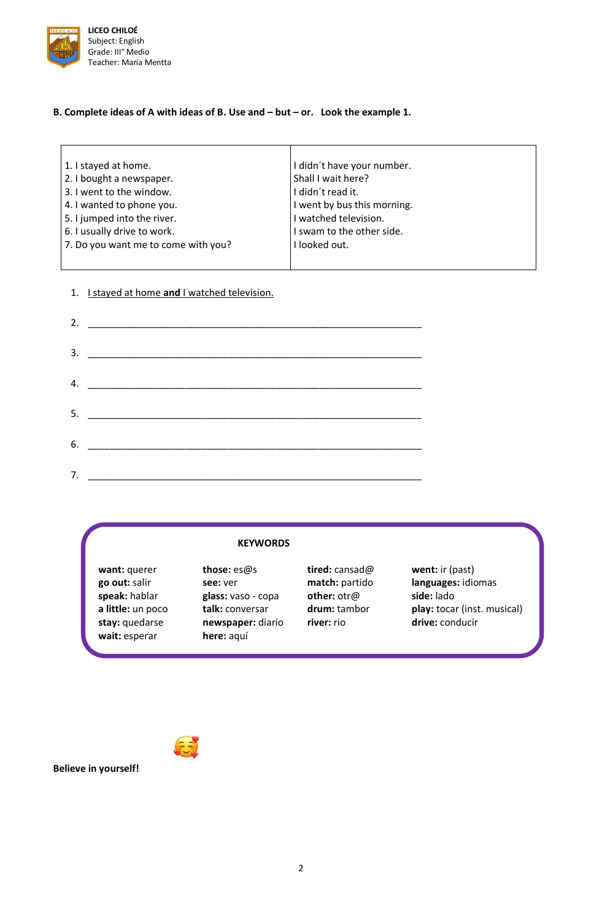LICEO CHILOÉ
Subject: English
Grade: III° Medio
Teacher: María Mentta

**B. Complete ideas of A with ideas of B. Use and – but – or. Look the example 1.**

| | |
|---|---|
| 1. I stayed at home.<br>2. I bought a newspaper.<br>3. I went to the window.<br>4. I wanted to phone you.<br>5. I jumped into the river.<br>6. I usually drive to work.<br>7. Do you want me to come with you? | I didn´t have your number.<br>Shall I wait here?<br>I didn´t read it.<br>I went by bus this morning.<br>I watched television.<br>I swam to the other side.<br>I looked out. |

1. I stayed at home **and** I watched television.
2. ____________________________________________________________
3. ____________________________________________________________
4. ____________________________________________________________
5. ____________________________________________________________
6. ____________________________________________________________
7. ____________________________________________________________

**KEYWORDS**

| | | | |
|---|---|---|---|
| **want:** querer | **those:** es@s | **tired:** cansad@ | **went:** ir (past) |
| **go out:** salir | **see:** ver | **match:** partido | **languages:** idiomas |
| **speak:** hablar | **glass:** vaso - copa | **other:** otr@ | **side:** lado |
| **a little:** un poco | **talk:** conversar | **drum:** tambor | **play:** tocar (inst. musical) |
| **stay:** quedarse | **newspaper:** diario | **river:** rio | **drive:** conducir |
| **wait:** esperar | **here:** aquí | | |

**Believe in yourself!**